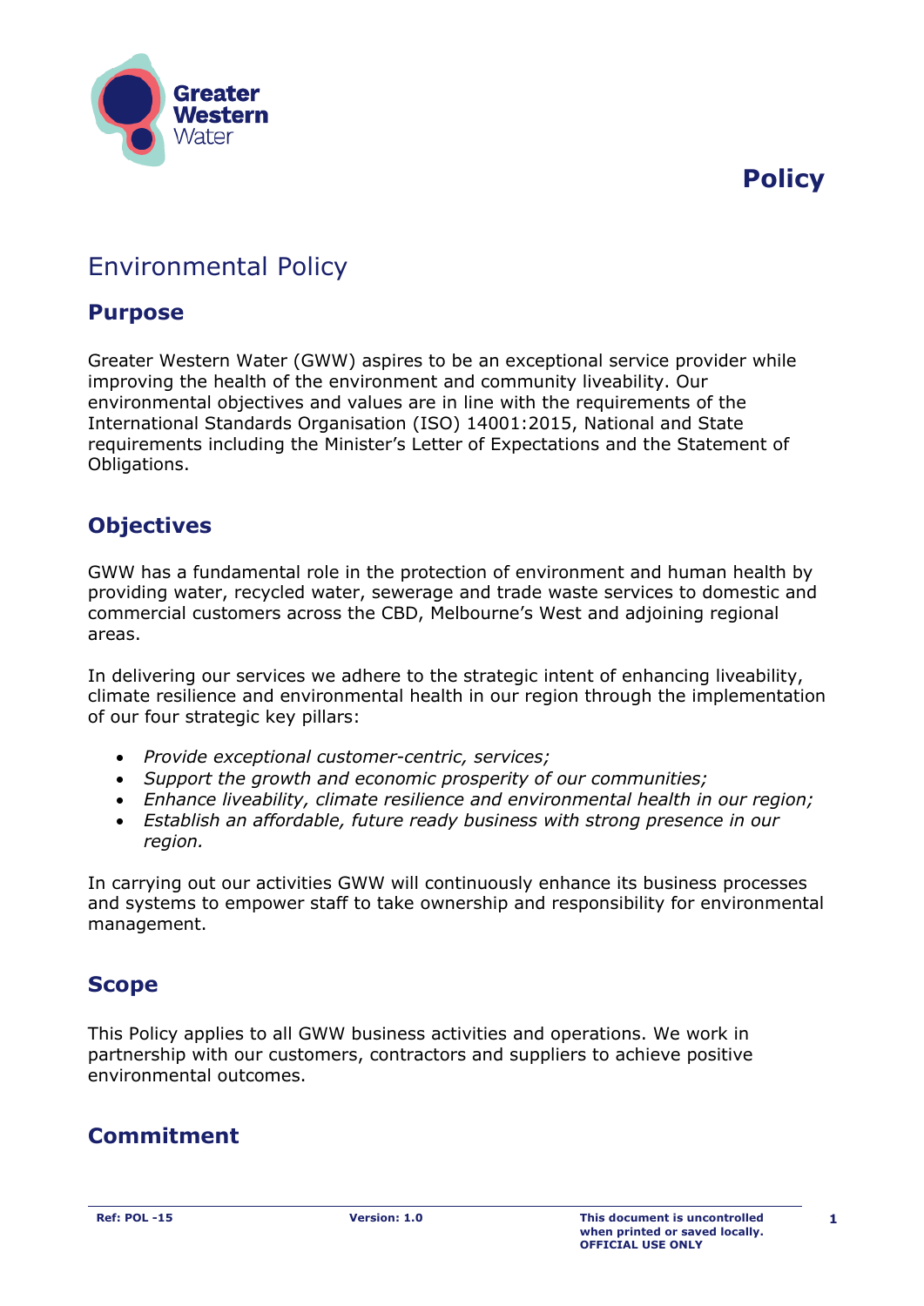Greater Western Water

**Policy**

# Environmental Policy

## Purpose

Greater Western Water (GWW) aspires to be an exceptional service provider while improving the health of the environment and community liveability. Our environmental objectives and values are in line with the requirements of the International Standards Organisation (ISO) 14001:2015, National and State requirements including the Minister's Letter of Expectations and the Statement of Obligations.

## Objectives

GWW has a fundamental role in the protection of environment and human health by providing water, recycled water, sewerage and trade waste services to domestic and commercial customers across the CBD, Melbourne's West and adjoining regional areas.

In delivering our services we adhere to the strategic intent of enhancing liveability, climate resilience and environmental health in our region through the implementation of our four strategic key pillars:

- *Provide exceptional customer-centric, services;*
- *Support the growth and economic prosperity of our communities;*
- *Enhance liveability, climate resilience and environmental health in our region;*
- *Establish an affordable, future ready business with strong presence in our region.*

In carrying out our activities GWW will continuously enhance its business processes and systems to empower staff to take ownership and responsibility for environmental management.

## Scope

This Policy applies to all GWW business activities and operations. We work in partnership with our customers, contractors and suppliers to achieve positive environmental outcomes.

## Commitment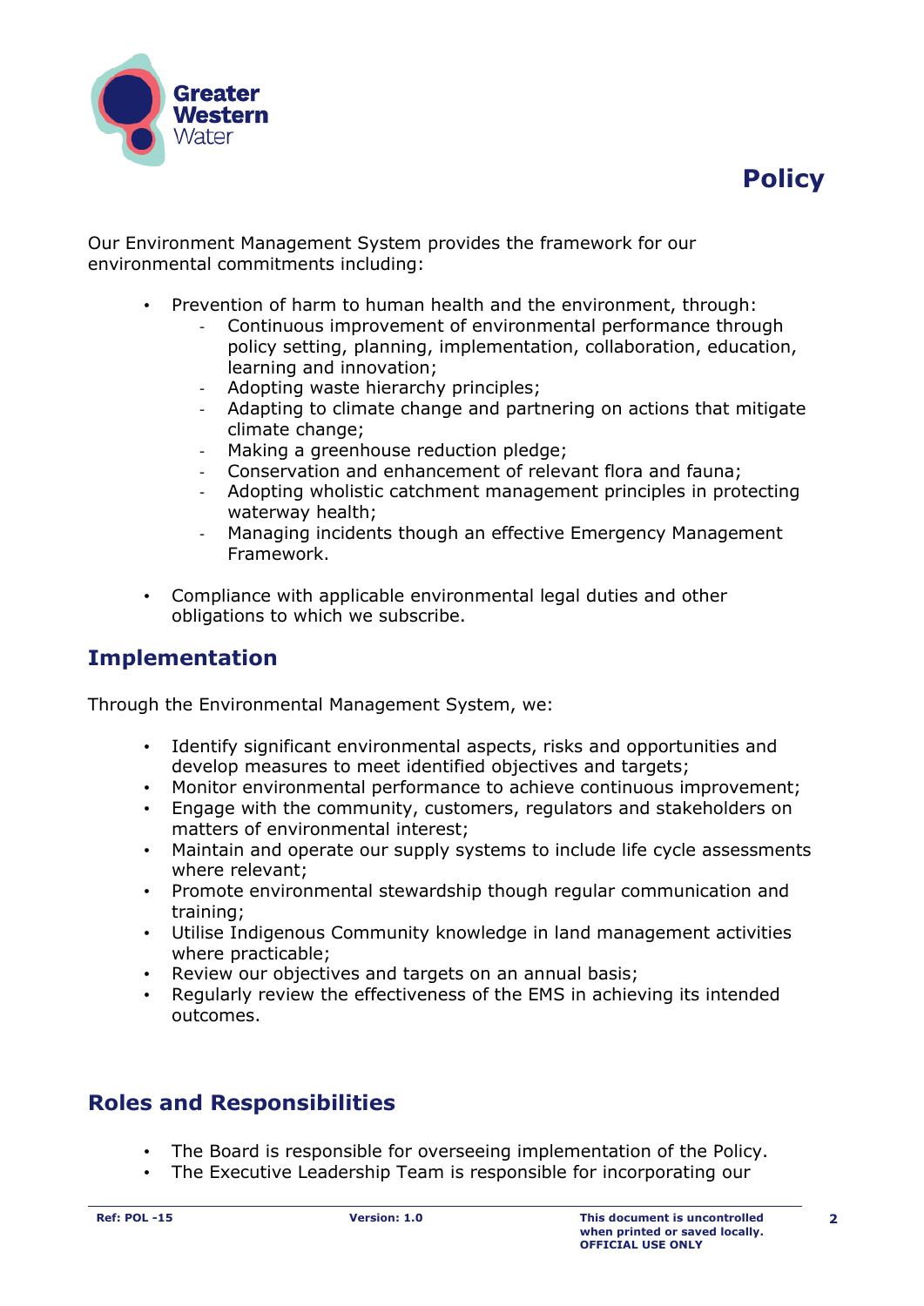# Policy

Our Environment Management System provides the framework for our environmental commitments including:

- Prevention of harm to human health and the environment, through:
    - Continuous improvement of environmental performance through policy setting, planning, implementation, collaboration, education, learning and innovation;
    - Adopting waste hierarchy principles;
    - Adapting to climate change and partnering on actions that mitigate climate change;
    - Making a greenhouse reduction pledge;
    - Conservation and enhancement of relevant flora and fauna;
    - Adopting wholistic catchment management principles in protecting waterway health;
    - Managing incidents though an effective Emergency Management Framework.

- Compliance with applicable environmental legal duties and other obligations to which we subscribe.

## Implementation

Through the Environmental Management System, we:

- Identify significant environmental aspects, risks and opportunities and develop measures to meet identified objectives and targets;
- Monitor environmental performance to achieve continuous improvement;
- Engage with the community, customers, regulators and stakeholders on matters of environmental interest;
- Maintain and operate our supply systems to include life cycle assessments where relevant;
- Promote environmental stewardship though regular communication and training;
- Utilise Indigenous Community knowledge in land management activities where practicable;
- Review our objectives and targets on an annual basis;
- Regularly review the effectiveness of the EMS in achieving its intended outcomes.

## Roles and Responsibilities

- The Board is responsible for overseeing implementation of the Policy.
- The Executive Leadership Team is responsible for incorporating our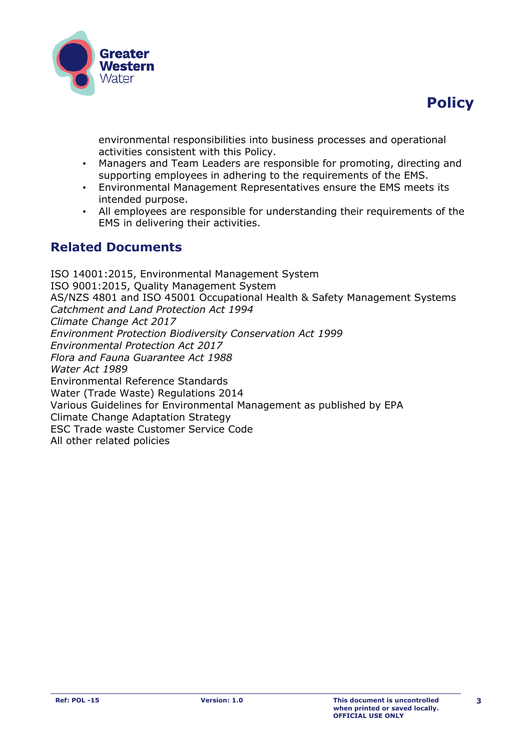environmental responsibilities into business processes and operational activities consistent with this Policy.

- Managers and Team Leaders are responsible for promoting, directing and supporting employees in adhering to the requirements of the EMS.
- Environmental Management Representatives ensure the EMS meets its intended purpose.
- All employees are responsible for understanding their requirements of the EMS in delivering their activities.

## Related Documents

ISO 14001:2015, Environmental Management System
ISO 9001:2015, Quality Management System
AS/NZS 4801 and ISO 45001 Occupational Health & Safety Management Systems
*Catchment and Land Protection Act 1994*
*Climate Change Act 2017*
*Environment Protection Biodiversity Conservation Act 1999*
*Environmental Protection Act 2017*
*Flora and Fauna Guarantee Act 1988*
*Water Act 1989*
Environmental Reference Standards
Water (Trade Waste) Regulations 2014
Various Guidelines for Environmental Management as published by EPA
Climate Change Adaptation Strategy
ESC Trade waste Customer Service Code
All other related policies